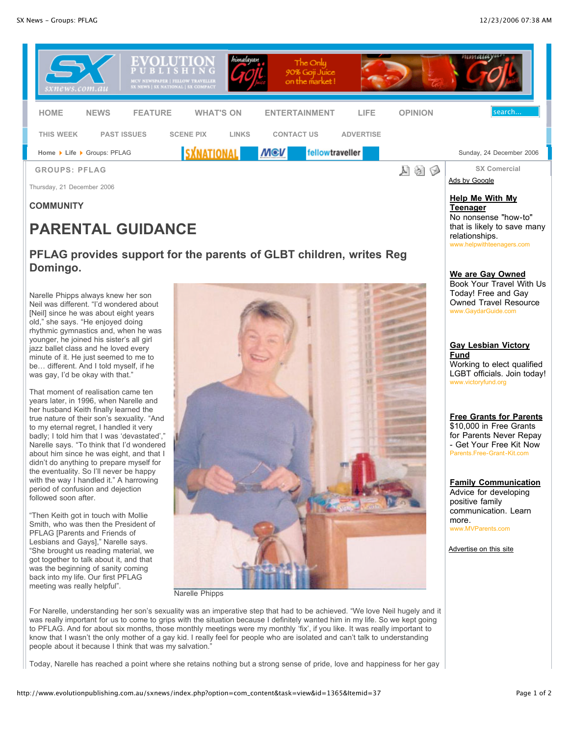GROUPS: PFLAG

Thursday, 21 December 2006

**COMMUNITY**

# PARENTAL GUIDANCE

## PFLAG provides support for the parents of GLBT children, writes Reg Domingo.

Narelle Phipps always knew her son Neil was different. "I'd wondered about [Neil] since he was about eight years old," she says. "He enjoyed doing rhythmic gymnastics and, when he was younger, he joined his sister's all girl jazz ballet class and he loved every minute of it. He just seemed to me to be… different. And I told myself, if he was gay, I'd be okay with that."

That moment of realisation came ten years later, in 1996, when Narelle and her husband Keith finally learned the true nature of their son's sexuality. "And to my eternal regret, I handled it very badly; I told him that I was 'devastated'," Narelle says. "To think that I'd wondered about him since he was eight, and that I didn't do anything to prepare myself for the eventuality. So I'll never be happy with the way I handled it." A harrowing period of confusion and dejection followed soon after.

"Then Keith got in touch with Mollie Smith, who was then the President of PFLAG [Parents and Friends of Lesbians and Gays]," Narelle says. "She brought us reading material, we got together to talk about it, and that was the beginning of sanity coming back into my life. Our first PFLAG meeting was really helpful".

Narelle Phipps

For Narelle, understanding her son's sexuality was an imperative step that had to be achieved. "We love Neil hugely and it was really important for us to come to grips with the situation because I definitely wanted him in my life. So we kept going to PFLAG. And for about six months, those monthly meetings were my monthly 'fix', if you like. It was really important to know that I wasn't the only mother of a gay kid. I really feel for people who are isolated and can't talk to understanding people about it because I think that was my salvation."

Today, Narelle has reached a point where she retains nothing but a strong sense of pride, love and happiness for her gay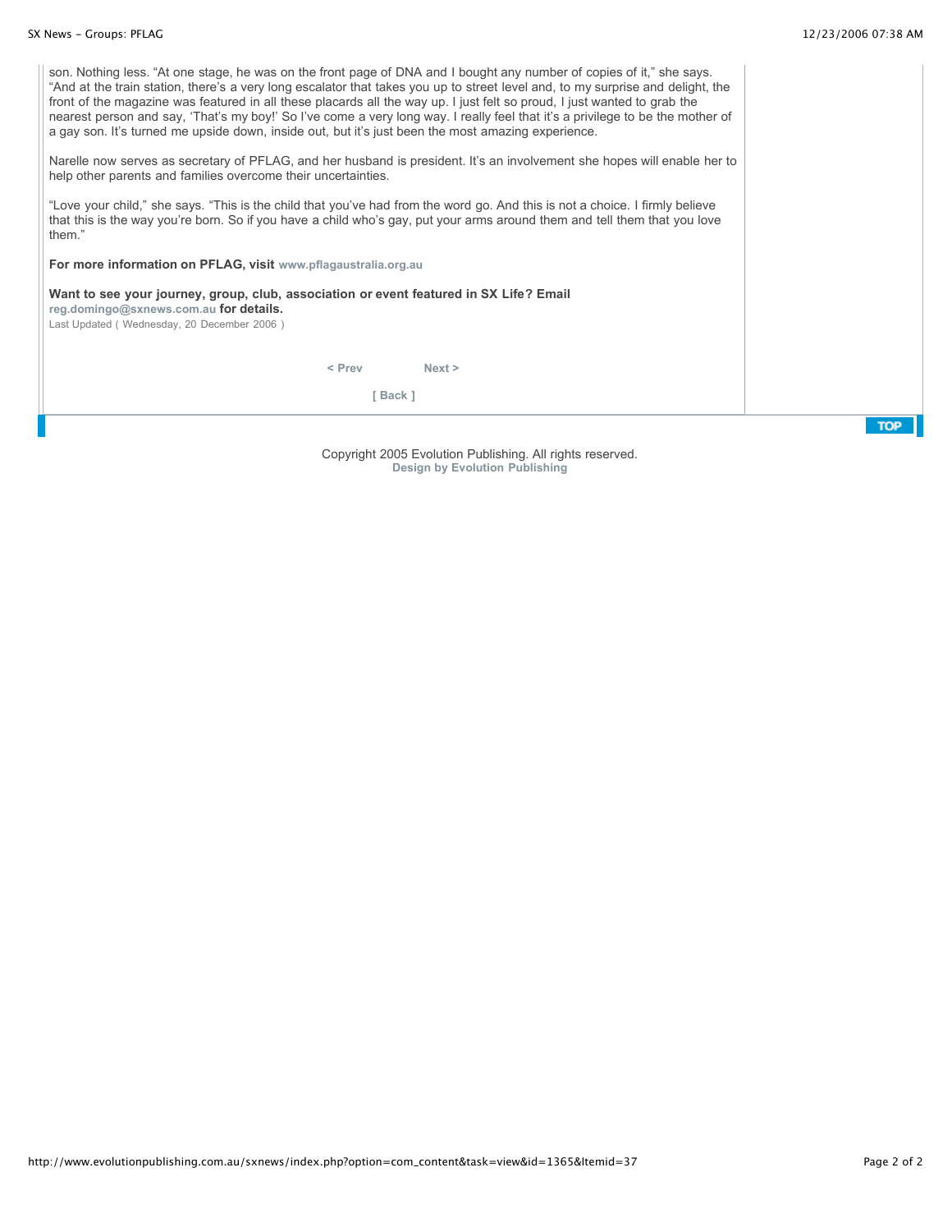son. Nothing less. “At one stage, he was on the front page of DNA and I bought any number of copies of it,” she says. “And at the train station, there’s a very long escalator that takes you up to street level and, to my surprise and delight, the front of the magazine was featured in all these placards all the way up. I just felt so proud, I just wanted to grab the nearest person and say, ‘That’s my boy!’ So I’ve come a very long way. I really feel that it’s a privilege to be the mother of a gay son. It’s turned me upside down, inside out, but it’s just been the most amazing experience.

Narelle now serves as secretary of PFLAG, and her husband is president. It’s an involvement she hopes will enable her to help other parents and families overcome their uncertainties.

“Love your child,” she says. “This is the child that you’ve had from the word go. And this is not a choice. I firmly believe that this is the way you’re born. So if you have a child who’s gay, put your arms around them and tell them that you love them.”

**For more information on PFLAG, visit www.pflagaustralia.org.au**

**Want to see your journey, group, club, association or event featured in SX Life? Email reg.domingo@sxnews.com.au for details.**

Last Updated ( Wednesday, 20 December 2006 )

< Prev Next >

[ Back ]

TOP

Copyright 2005 Evolution Publishing. All rights reserved.
Design by Evolution Publishing